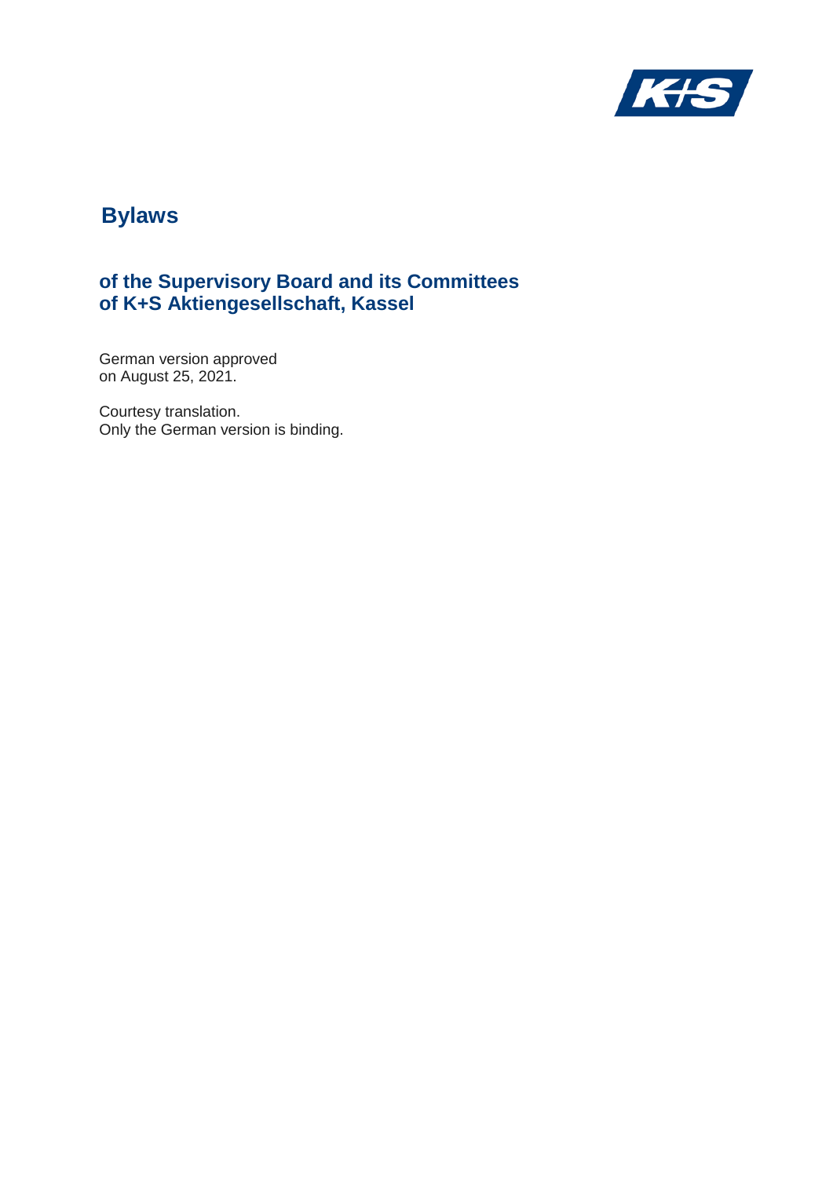# Bylaws

## of the Supervisory Board and its Committees of K+S Aktiengesellschaft, Kassel

German version approved on August 25, 2021.

Courtesy translation.
Only the German version is binding.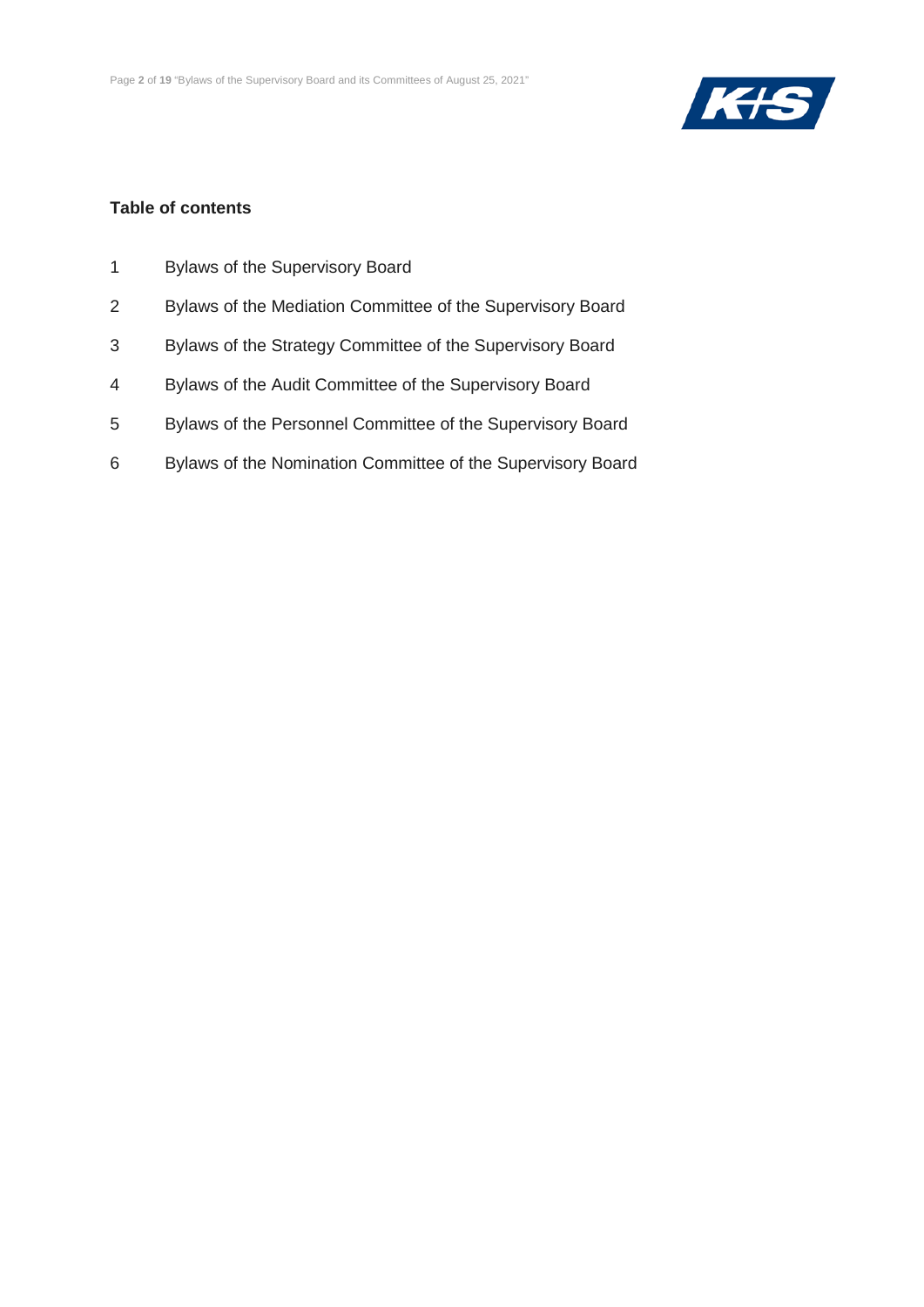## Table of contents

1 Bylaws of the Supervisory Board

2 Bylaws of the Mediation Committee of the Supervisory Board

3 Bylaws of the Strategy Committee of the Supervisory Board

4 Bylaws of the Audit Committee of the Supervisory Board

5 Bylaws of the Personnel Committee of the Supervisory Board

6 Bylaws of the Nomination Committee of the Supervisory Board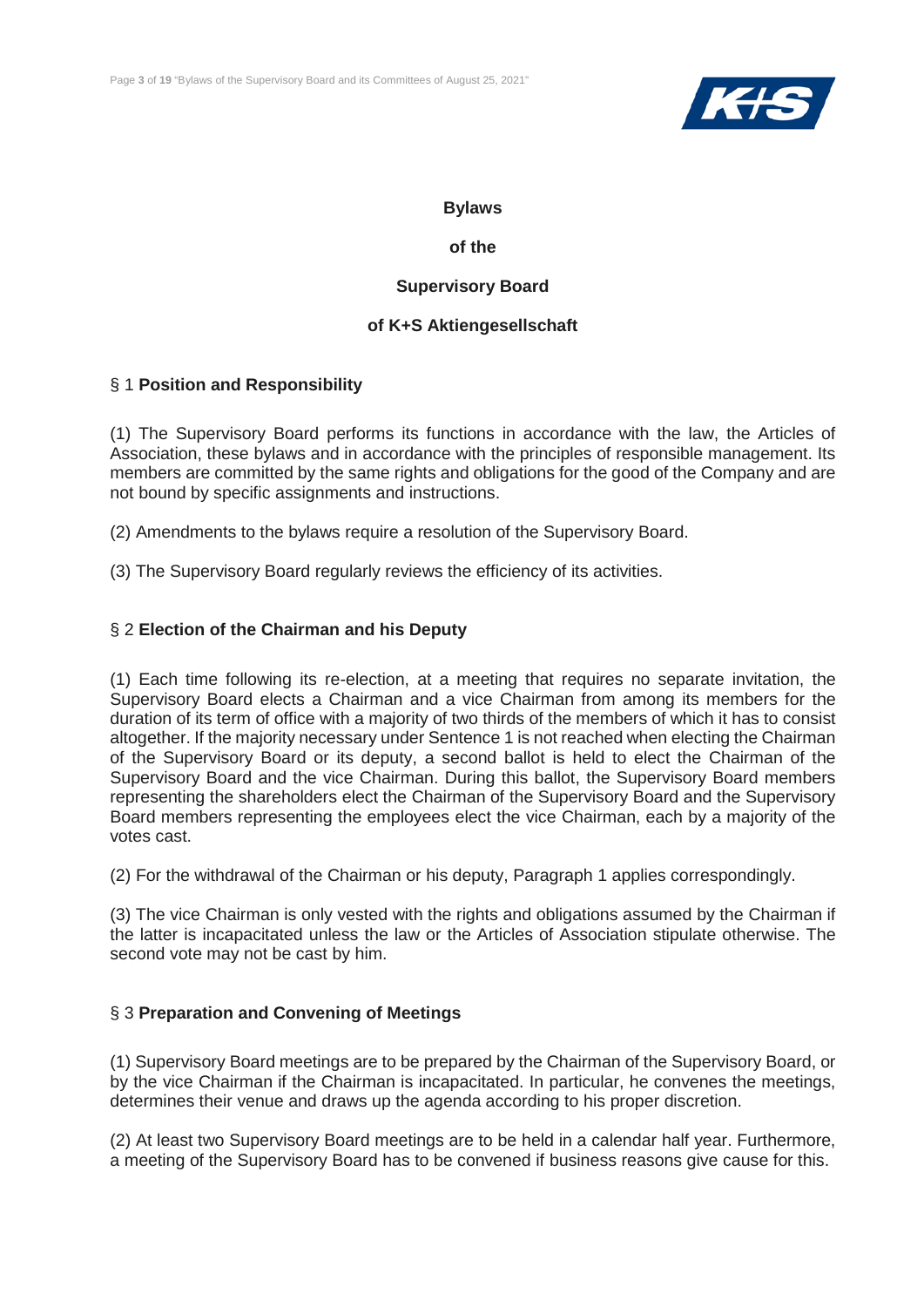# Bylaws

# of the

# Supervisory Board

# of K+S Aktiengesellschaft

## § 1 **Position and Responsibility**

(1) The Supervisory Board performs its functions in accordance with the law, the Articles of Association, these bylaws and in accordance with the principles of responsible management. Its members are committed by the same rights and obligations for the good of the Company and are not bound by specific assignments and instructions.

(2) Amendments to the bylaws require a resolution of the Supervisory Board.

(3) The Supervisory Board regularly reviews the efficiency of its activities.

## § 2 **Election of the Chairman and his Deputy**

(1) Each time following its re-election, at a meeting that requires no separate invitation, the Supervisory Board elects a Chairman and a vice Chairman from among its members for the duration of its term of office with a majority of two thirds of the members of which it has to consist altogether. If the majority necessary under Sentence 1 is not reached when electing the Chairman of the Supervisory Board or its deputy, a second ballot is held to elect the Chairman of the Supervisory Board and the vice Chairman. During this ballot, the Supervisory Board members representing the shareholders elect the Chairman of the Supervisory Board and the Supervisory Board members representing the employees elect the vice Chairman, each by a majority of the votes cast.

(2) For the withdrawal of the Chairman or his deputy, Paragraph 1 applies correspondingly.

(3) The vice Chairman is only vested with the rights and obligations assumed by the Chairman if the latter is incapacitated unless the law or the Articles of Association stipulate otherwise. The second vote may not be cast by him.

## § 3 **Preparation and Convening of Meetings**

(1) Supervisory Board meetings are to be prepared by the Chairman of the Supervisory Board, or by the vice Chairman if the Chairman is incapacitated. In particular, he convenes the meetings, determines their venue and draws up the agenda according to his proper discretion.

(2) At least two Supervisory Board meetings are to be held in a calendar half year. Furthermore, a meeting of the Supervisory Board has to be convened if business reasons give cause for this.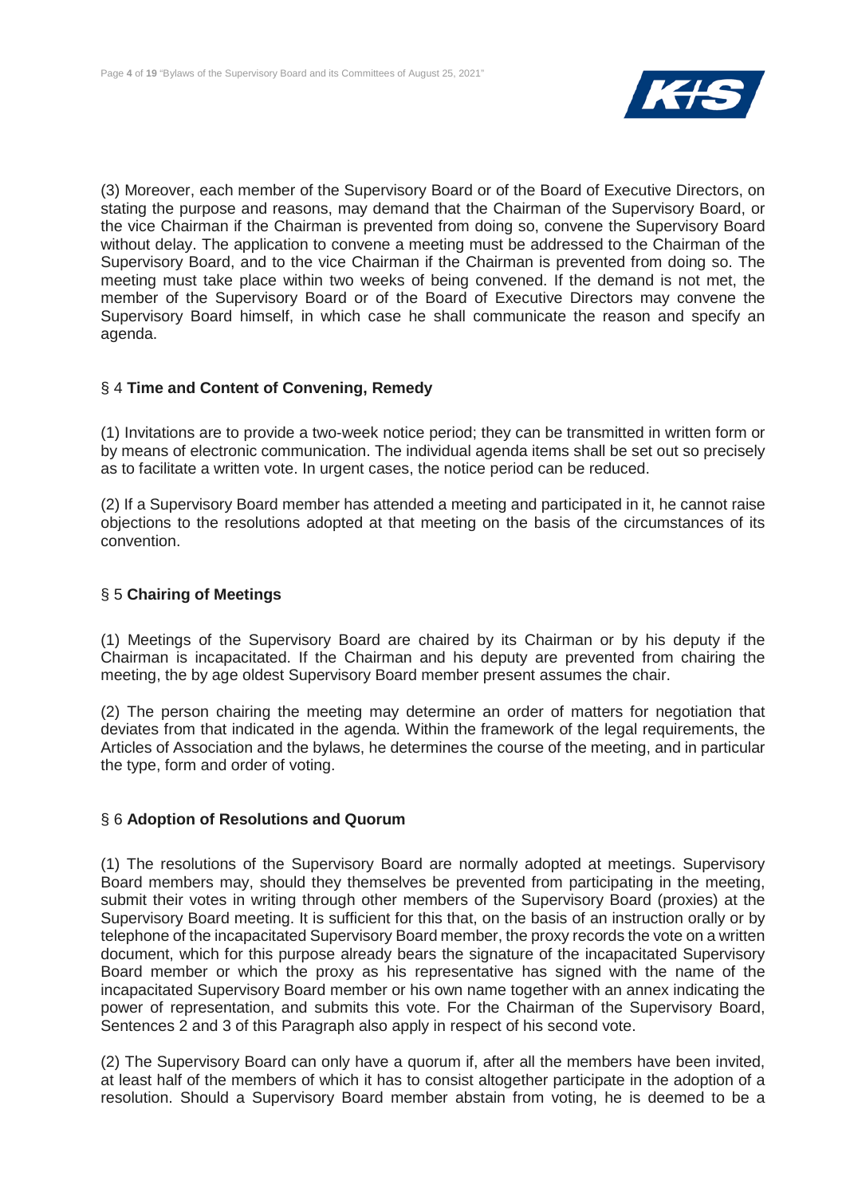(3) Moreover, each member of the Supervisory Board or of the Board of Executive Directors, on stating the purpose and reasons, may demand that the Chairman of the Supervisory Board, or the vice Chairman if the Chairman is prevented from doing so, convene the Supervisory Board without delay. The application to convene a meeting must be addressed to the Chairman of the Supervisory Board, and to the vice Chairman if the Chairman is prevented from doing so. The meeting must take place within two weeks of being convened. If the demand is not met, the member of the Supervisory Board or of the Board of Executive Directors may convene the Supervisory Board himself, in which case he shall communicate the reason and specify an agenda.

## § 4 **Time and Content of Convening, Remedy**

(1) Invitations are to provide a two-week notice period; they can be transmitted in written form or by means of electronic communication. The individual agenda items shall be set out so precisely as to facilitate a written vote. In urgent cases, the notice period can be reduced.

(2) If a Supervisory Board member has attended a meeting and participated in it, he cannot raise objections to the resolutions adopted at that meeting on the basis of the circumstances of its convention.

## § 5 **Chairing of Meetings**

(1) Meetings of the Supervisory Board are chaired by its Chairman or by his deputy if the Chairman is incapacitated. If the Chairman and his deputy are prevented from chairing the meeting, the by age oldest Supervisory Board member present assumes the chair.

(2) The person chairing the meeting may determine an order of matters for negotiation that deviates from that indicated in the agenda. Within the framework of the legal requirements, the Articles of Association and the bylaws, he determines the course of the meeting, and in particular the type, form and order of voting.

## § 6 **Adoption of Resolutions and Quorum**

(1) The resolutions of the Supervisory Board are normally adopted at meetings. Supervisory Board members may, should they themselves be prevented from participating in the meeting, submit their votes in writing through other members of the Supervisory Board (proxies) at the Supervisory Board meeting. It is sufficient for this that, on the basis of an instruction orally or by telephone of the incapacitated Supervisory Board member, the proxy records the vote on a written document, which for this purpose already bears the signature of the incapacitated Supervisory Board member or which the proxy as his representative has signed with the name of the incapacitated Supervisory Board member or his own name together with an annex indicating the power of representation, and submits this vote. For the Chairman of the Supervisory Board, Sentences 2 and 3 of this Paragraph also apply in respect of his second vote.

(2) The Supervisory Board can only have a quorum if, after all the members have been invited, at least half of the members of which it has to consist altogether participate in the adoption of a resolution. Should a Supervisory Board member abstain from voting, he is deemed to be a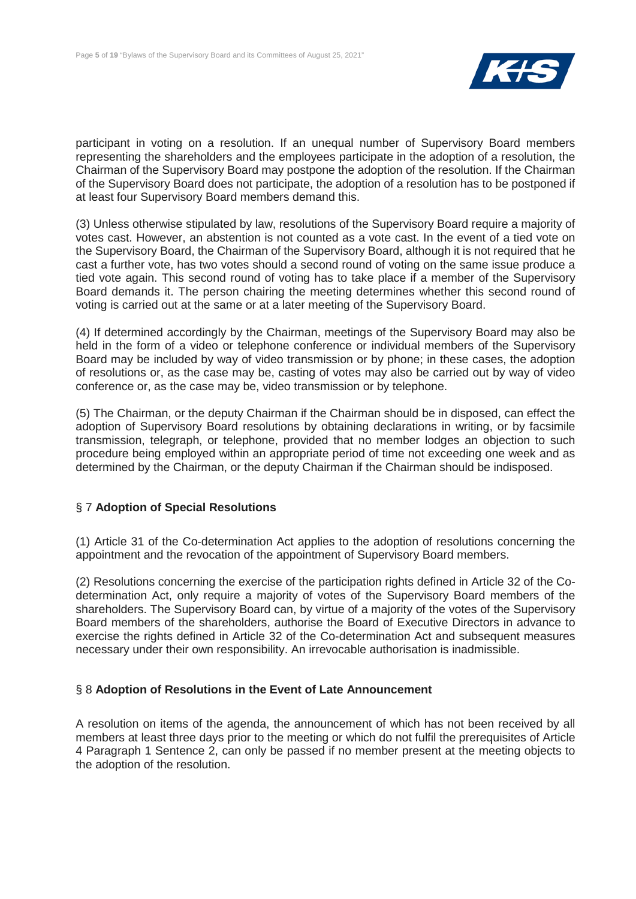participant in voting on a resolution. If an unequal number of Supervisory Board members representing the shareholders and the employees participate in the adoption of a resolution, the Chairman of the Supervisory Board may postpone the adoption of the resolution. If the Chairman of the Supervisory Board does not participate, the adoption of a resolution has to be postponed if at least four Supervisory Board members demand this.

(3) Unless otherwise stipulated by law, resolutions of the Supervisory Board require a majority of votes cast. However, an abstention is not counted as a vote cast. In the event of a tied vote on the Supervisory Board, the Chairman of the Supervisory Board, although it is not required that he cast a further vote, has two votes should a second round of voting on the same issue produce a tied vote again. This second round of voting has to take place if a member of the Supervisory Board demands it. The person chairing the meeting determines whether this second round of voting is carried out at the same or at a later meeting of the Supervisory Board.

(4) If determined accordingly by the Chairman, meetings of the Supervisory Board may also be held in the form of a video or telephone conference or individual members of the Supervisory Board may be included by way of video transmission or by phone; in these cases, the adoption of resolutions or, as the case may be, casting of votes may also be carried out by way of video conference or, as the case may be, video transmission or by telephone.

(5) The Chairman, or the deputy Chairman if the Chairman should be in disposed, can effect the adoption of Supervisory Board resolutions by obtaining declarations in writing, or by facsimile transmission, telegraph, or telephone, provided that no member lodges an objection to such procedure being employed within an appropriate period of time not exceeding one week and as determined by the Chairman, or the deputy Chairman if the Chairman should be indisposed.

## § 7 **Adoption of Special Resolutions**

(1) Article 31 of the Co-determination Act applies to the adoption of resolutions concerning the appointment and the revocation of the appointment of Supervisory Board members.

(2) Resolutions concerning the exercise of the participation rights defined in Article 32 of the Co-determination Act, only require a majority of votes of the Supervisory Board members of the shareholders. The Supervisory Board can, by virtue of a majority of the votes of the Supervisory Board members of the shareholders, authorise the Board of Executive Directors in advance to exercise the rights defined in Article 32 of the Co-determination Act and subsequent measures necessary under their own responsibility. An irrevocable authorisation is inadmissible.

## § 8 **Adoption of Resolutions in the Event of Late Announcement**

A resolution on items of the agenda, the announcement of which has not been received by all members at least three days prior to the meeting or which do not fulfil the prerequisites of Article 4 Paragraph 1 Sentence 2, can only be passed if no member present at the meeting objects to the adoption of the resolution.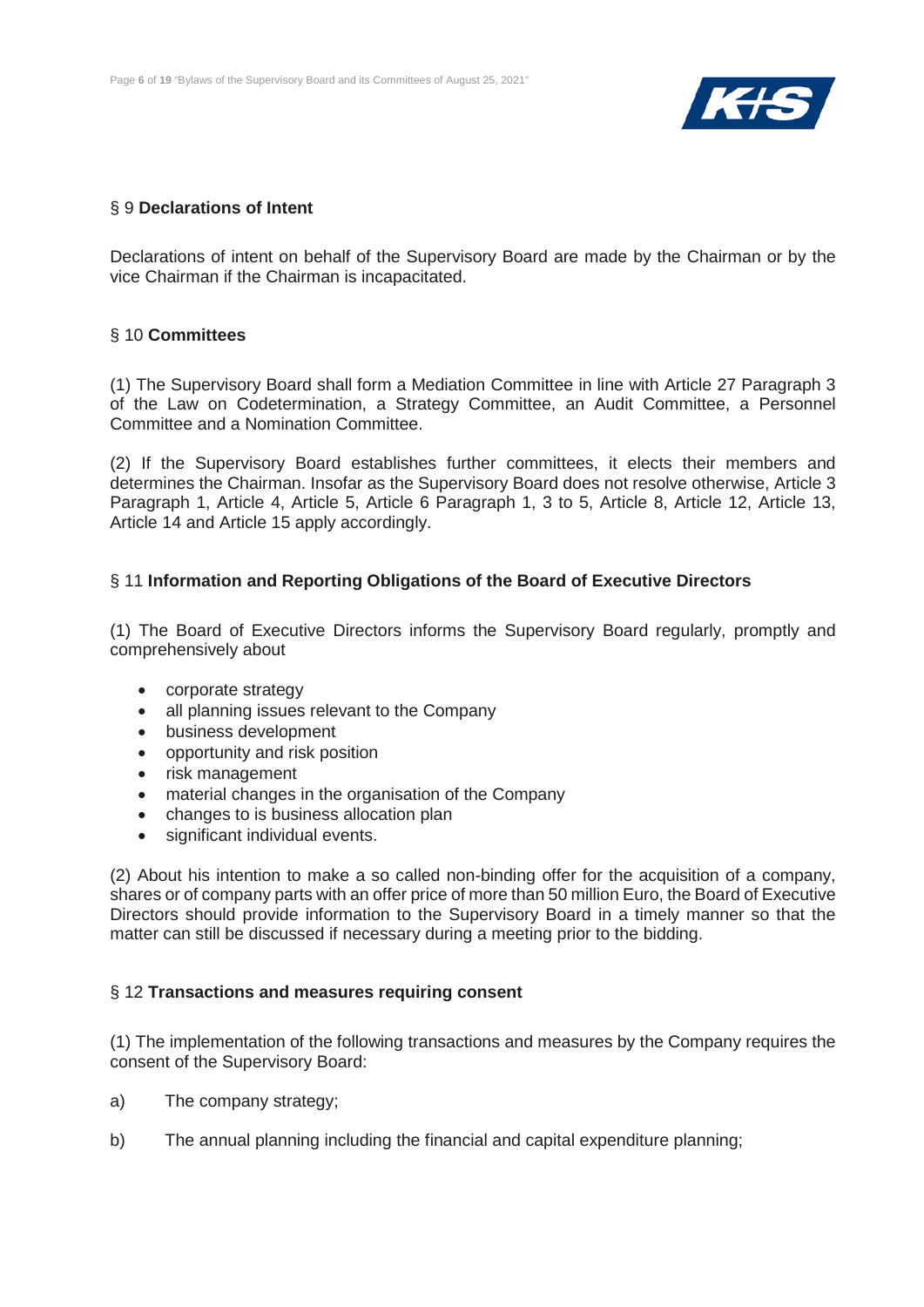## § 9 **Declarations of Intent**

Declarations of intent on behalf of the Supervisory Board are made by the Chairman or by the vice Chairman if the Chairman is incapacitated.

## § 10 **Committees**

(1) The Supervisory Board shall form a Mediation Committee in line with Article 27 Paragraph 3 of the Law on Codetermination, a Strategy Committee, an Audit Committee, a Personnel Committee and a Nomination Committee.

(2) If the Supervisory Board establishes further committees, it elects their members and determines the Chairman. Insofar as the Supervisory Board does not resolve otherwise, Article 3 Paragraph 1, Article 4, Article 5, Article 6 Paragraph 1, 3 to 5, Article 8, Article 12, Article 13, Article 14 and Article 15 apply accordingly.

## § 11 **Information and Reporting Obligations of the Board of Executive Directors**

(1) The Board of Executive Directors informs the Supervisory Board regularly, promptly and comprehensively about

- corporate strategy
- all planning issues relevant to the Company
- business development
- opportunity and risk position
- risk management
- material changes in the organisation of the Company
- changes to is business allocation plan
- significant individual events.

(2) About his intention to make a so called non-binding offer for the acquisition of a company, shares or of company parts with an offer price of more than 50 million Euro, the Board of Executive Directors should provide information to the Supervisory Board in a timely manner so that the matter can still be discussed if necessary during a meeting prior to the bidding.

## § 12 **Transactions and measures requiring consent**

(1) The implementation of the following transactions and measures by the Company requires the consent of the Supervisory Board:

a) The company strategy;

b) The annual planning including the financial and capital expenditure planning;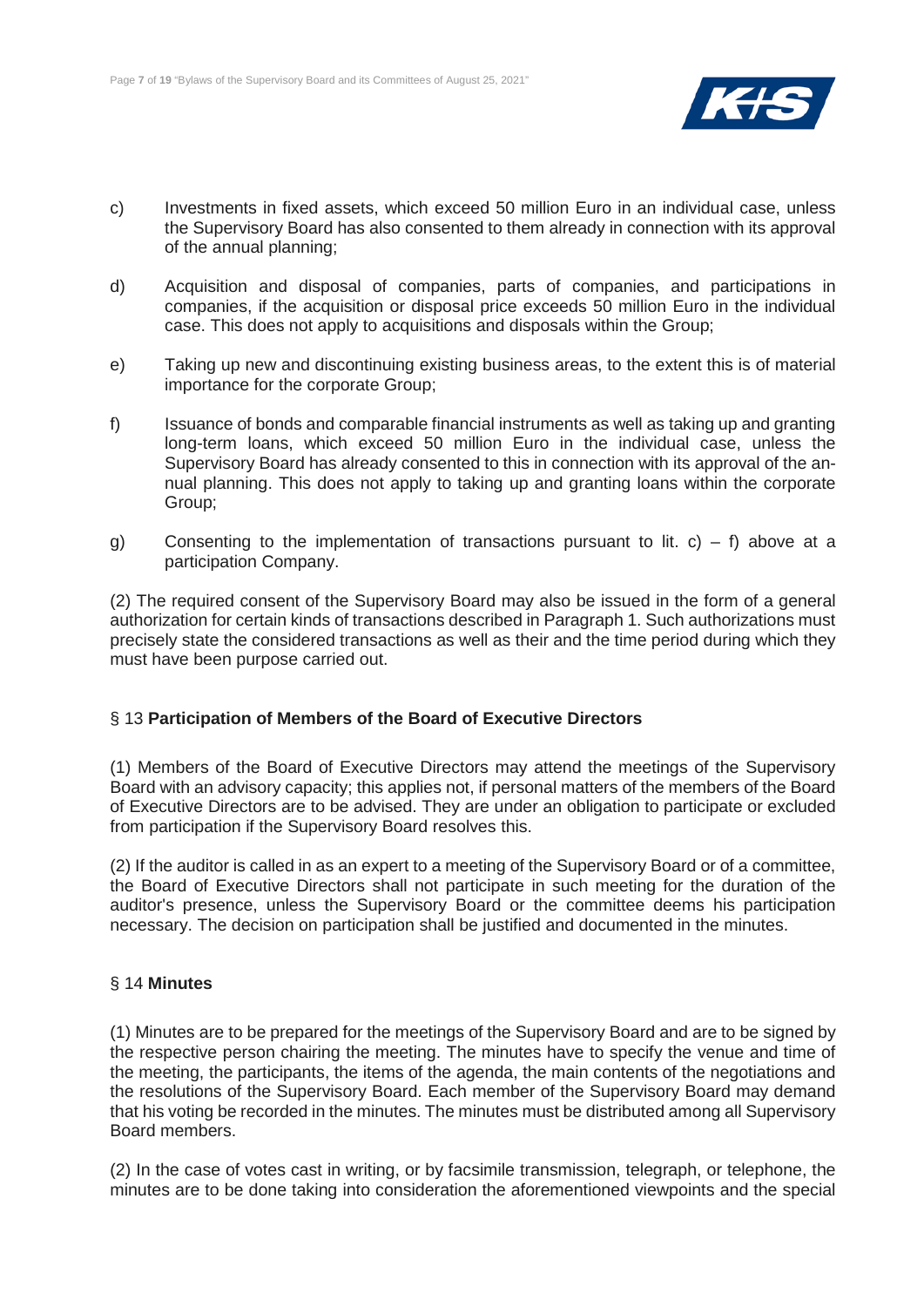c) Investments in fixed assets, which exceed 50 million Euro in an individual case, unless the Supervisory Board has also consented to them already in connection with its approval of the annual planning;

d) Acquisition and disposal of companies, parts of companies, and participations in companies, if the acquisition or disposal price exceeds 50 million Euro in the individual case. This does not apply to acquisitions and disposals within the Group;

e) Taking up new and discontinuing existing business areas, to the extent this is of material importance for the corporate Group;

f) Issuance of bonds and comparable financial instruments as well as taking up and granting long-term loans, which exceed 50 million Euro in the individual case, unless the Supervisory Board has already consented to this in connection with its approval of the annual planning. This does not apply to taking up and granting loans within the corporate Group;

g) Consenting to the implementation of transactions pursuant to lit. c) – f) above at a participation Company.

(2) The required consent of the Supervisory Board may also be issued in the form of a general authorization for certain kinds of transactions described in Paragraph 1. Such authorizations must precisely state the considered transactions as well as their and the time period during which they must have been purpose carried out.

## § 13 **Participation of Members of the Board of Executive Directors**

(1) Members of the Board of Executive Directors may attend the meetings of the Supervisory Board with an advisory capacity; this applies not, if personal matters of the members of the Board of Executive Directors are to be advised. They are under an obligation to participate or excluded from participation if the Supervisory Board resolves this.

(2) If the auditor is called in as an expert to a meeting of the Supervisory Board or of a committee, the Board of Executive Directors shall not participate in such meeting for the duration of the auditor's presence, unless the Supervisory Board or the committee deems his participation necessary. The decision on participation shall be justified and documented in the minutes.

## § 14 **Minutes**

(1) Minutes are to be prepared for the meetings of the Supervisory Board and are to be signed by the respective person chairing the meeting. The minutes have to specify the venue and time of the meeting, the participants, the items of the agenda, the main contents of the negotiations and the resolutions of the Supervisory Board. Each member of the Supervisory Board may demand that his voting be recorded in the minutes. The minutes must be distributed among all Supervisory Board members.

(2) In the case of votes cast in writing, or by facsimile transmission, telegraph, or telephone, the minutes are to be done taking into consideration the aforementioned viewpoints and the special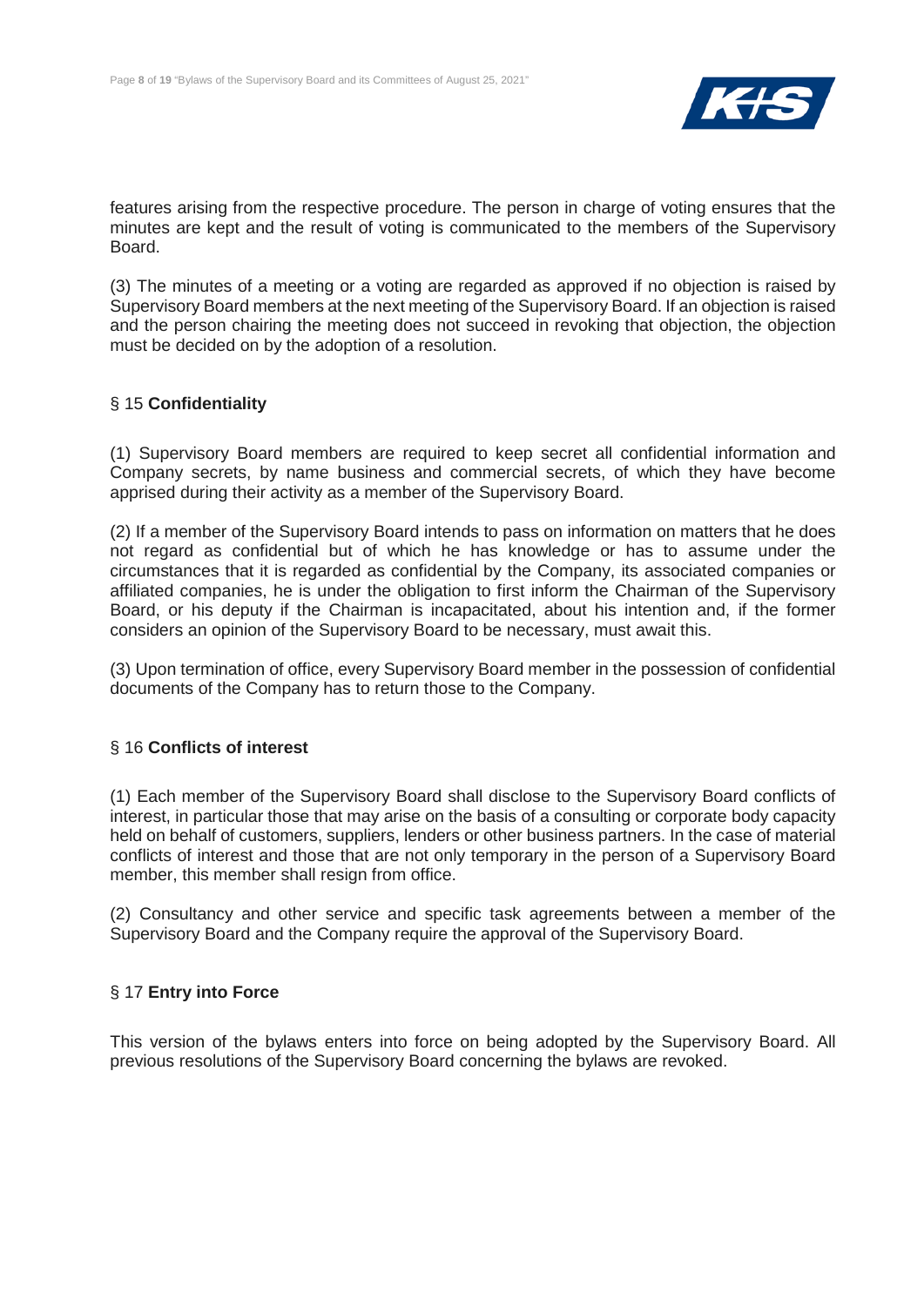features arising from the respective procedure. The person in charge of voting ensures that the minutes are kept and the result of voting is communicated to the members of the Supervisory Board.

(3) The minutes of a meeting or a voting are regarded as approved if no objection is raised by Supervisory Board members at the next meeting of the Supervisory Board. If an objection is raised and the person chairing the meeting does not succeed in revoking that objection, the objection must be decided on by the adoption of a resolution.

## § 15 **Confidentiality**

(1) Supervisory Board members are required to keep secret all confidential information and Company secrets, by name business and commercial secrets, of which they have become apprised during their activity as a member of the Supervisory Board.

(2) If a member of the Supervisory Board intends to pass on information on matters that he does not regard as confidential but of which he has knowledge or has to assume under the circumstances that it is regarded as confidential by the Company, its associated companies or affiliated companies, he is under the obligation to first inform the Chairman of the Supervisory Board, or his deputy if the Chairman is incapacitated, about his intention and, if the former considers an opinion of the Supervisory Board to be necessary, must await this.

(3) Upon termination of office, every Supervisory Board member in the possession of confidential documents of the Company has to return those to the Company.

## § 16 **Conflicts of interest**

(1) Each member of the Supervisory Board shall disclose to the Supervisory Board conflicts of interest, in particular those that may arise on the basis of a consulting or corporate body capacity held on behalf of customers, suppliers, lenders or other business partners. In the case of material conflicts of interest and those that are not only temporary in the person of a Supervisory Board member, this member shall resign from office.

(2) Consultancy and other service and specific task agreements between a member of the Supervisory Board and the Company require the approval of the Supervisory Board.

## § 17 **Entry into Force**

This version of the bylaws enters into force on being adopted by the Supervisory Board. All previous resolutions of the Supervisory Board concerning the bylaws are revoked.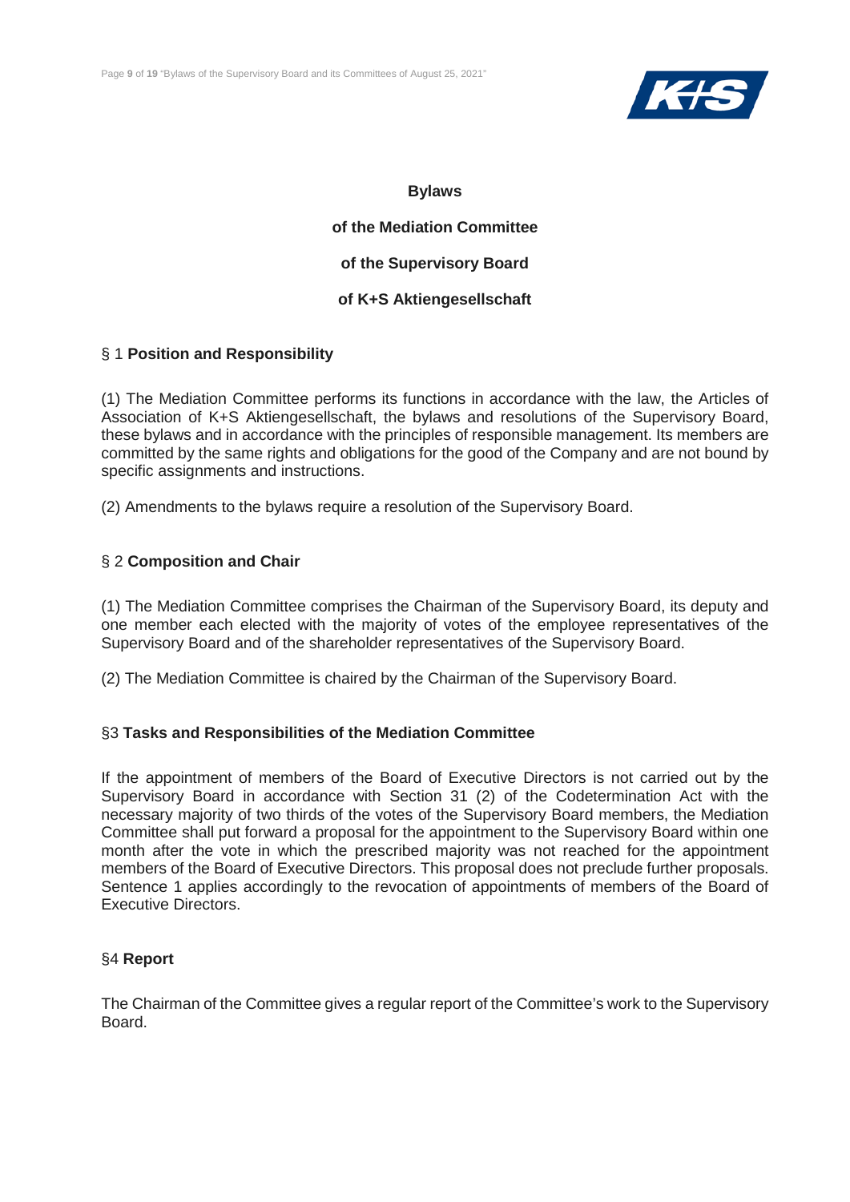**Bylaws**

**of the Mediation Committee**

**of the Supervisory Board**

**of K+S Aktiengesellschaft**

## § 1 **Position and Responsibility**

(1) The Mediation Committee performs its functions in accordance with the law, the Articles of Association of K+S Aktiengesellschaft, the bylaws and resolutions of the Supervisory Board, these bylaws and in accordance with the principles of responsible management. Its members are committed by the same rights and obligations for the good of the Company and are not bound by specific assignments and instructions.

(2) Amendments to the bylaws require a resolution of the Supervisory Board.

## § 2 **Composition and Chair**

(1) The Mediation Committee comprises the Chairman of the Supervisory Board, its deputy and one member each elected with the majority of votes of the employee representatives of the Supervisory Board and of the shareholder representatives of the Supervisory Board.

(2) The Mediation Committee is chaired by the Chairman of the Supervisory Board.

## §3 **Tasks and Responsibilities of the Mediation Committee**

If the appointment of members of the Board of Executive Directors is not carried out by the Supervisory Board in accordance with Section 31 (2) of the Codetermination Act with the necessary majority of two thirds of the votes of the Supervisory Board members, the Mediation Committee shall put forward a proposal for the appointment to the Supervisory Board within one month after the vote in which the prescribed majority was not reached for the appointment members of the Board of Executive Directors. This proposal does not preclude further proposals. Sentence 1 applies accordingly to the revocation of appointments of members of the Board of Executive Directors.

## §4 **Report**

The Chairman of the Committee gives a regular report of the Committee's work to the Supervisory Board.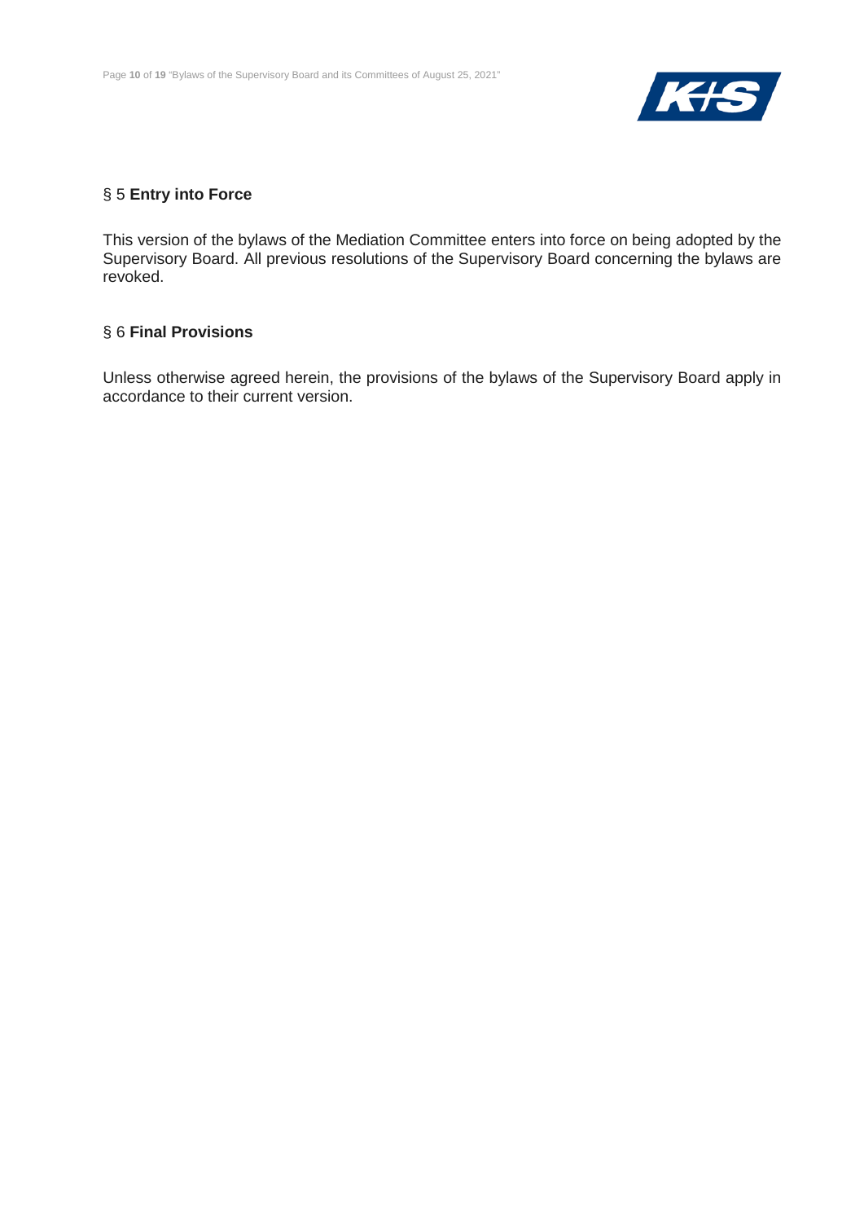## § 5 **Entry into Force**

This version of the bylaws of the Mediation Committee enters into force on being adopted by the Supervisory Board. All previous resolutions of the Supervisory Board concerning the bylaws are revoked.

## § 6 **Final Provisions**

Unless otherwise agreed herein, the provisions of the bylaws of the Supervisory Board apply in accordance to their current version.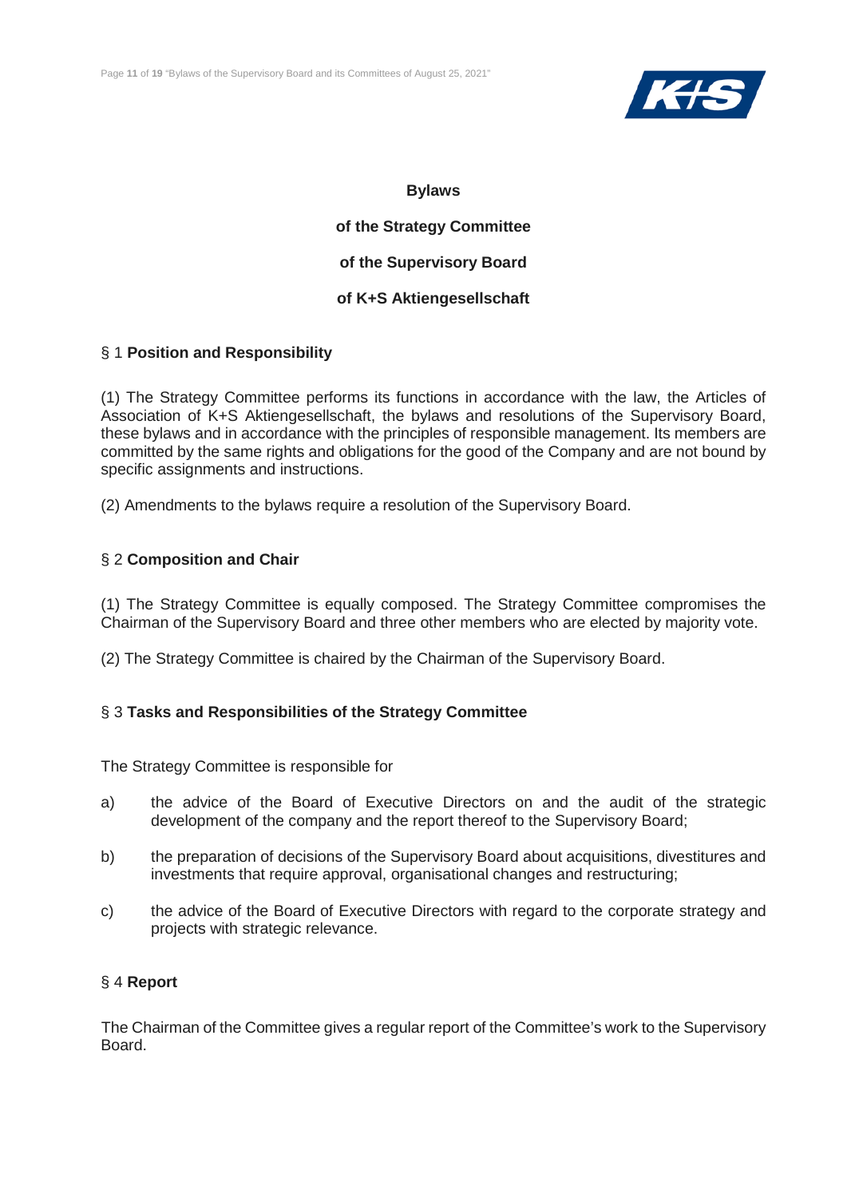# Bylaws

# of the Strategy Committee

# of the Supervisory Board

# of K+S Aktiengesellschaft

## § 1 **Position and Responsibility**

(1) The Strategy Committee performs its functions in accordance with the law, the Articles of Association of K+S Aktiengesellschaft, the bylaws and resolutions of the Supervisory Board, these bylaws and in accordance with the principles of responsible management. Its members are committed by the same rights and obligations for the good of the Company and are not bound by specific assignments and instructions.

(2) Amendments to the bylaws require a resolution of the Supervisory Board.

## § 2 **Composition and Chair**

(1) The Strategy Committee is equally composed. The Strategy Committee compromises the Chairman of the Supervisory Board and three other members who are elected by majority vote.

(2) The Strategy Committee is chaired by the Chairman of the Supervisory Board.

## § 3 **Tasks and Responsibilities of the Strategy Committee**

The Strategy Committee is responsible for

a) the advice of the Board of Executive Directors on and the audit of the strategic development of the company and the report thereof to the Supervisory Board;

b) the preparation of decisions of the Supervisory Board about acquisitions, divestitures and investments that require approval, organisational changes and restructuring;

c) the advice of the Board of Executive Directors with regard to the corporate strategy and projects with strategic relevance.

## § 4 **Report**

The Chairman of the Committee gives a regular report of the Committee's work to the Supervisory Board.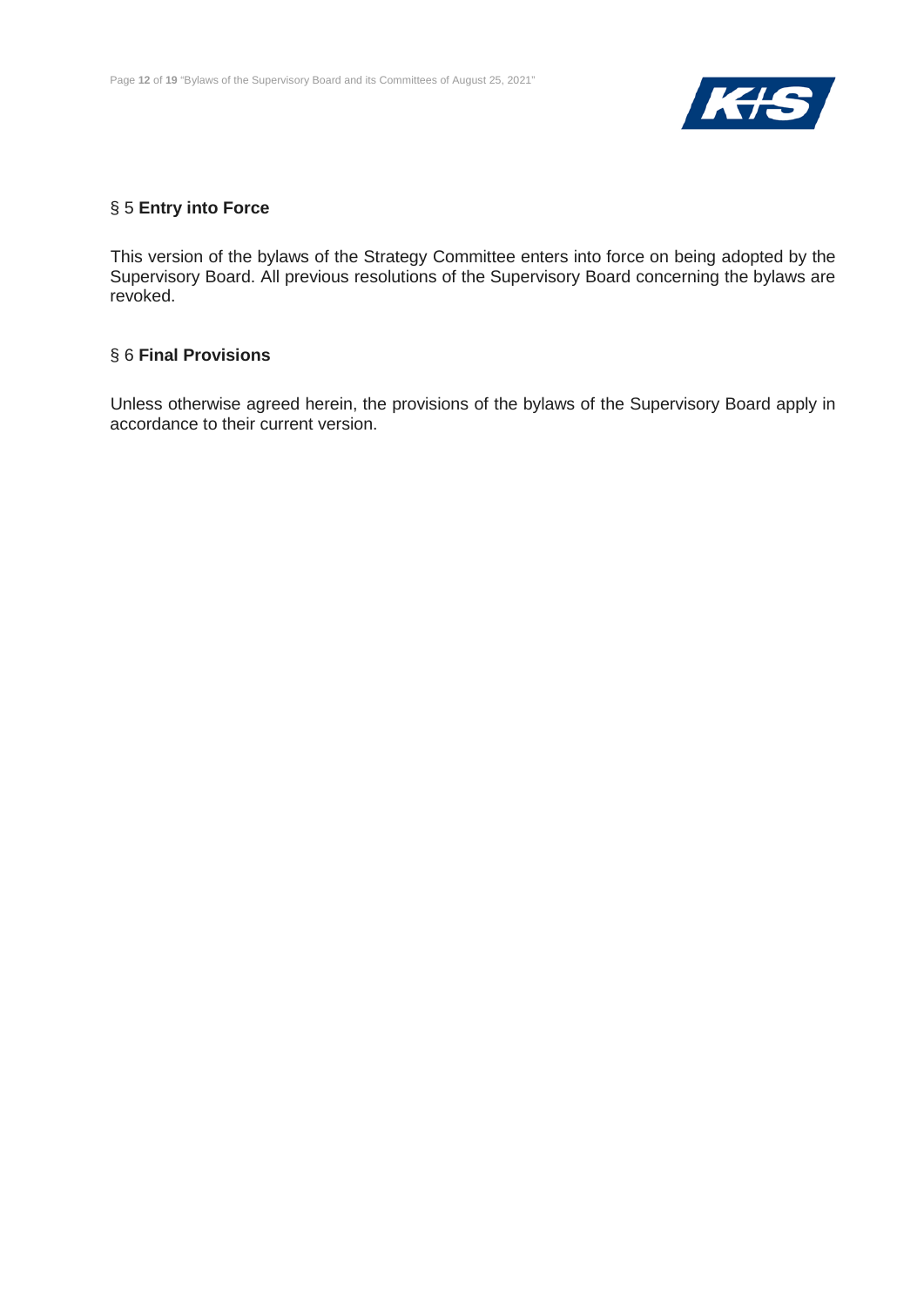### § 5 **Entry into Force**

This version of the bylaws of the Strategy Committee enters into force on being adopted by the Supervisory Board. All previous resolutions of the Supervisory Board concerning the bylaws are revoked.

### § 6 **Final Provisions**

Unless otherwise agreed herein, the provisions of the bylaws of the Supervisory Board apply in accordance to their current version.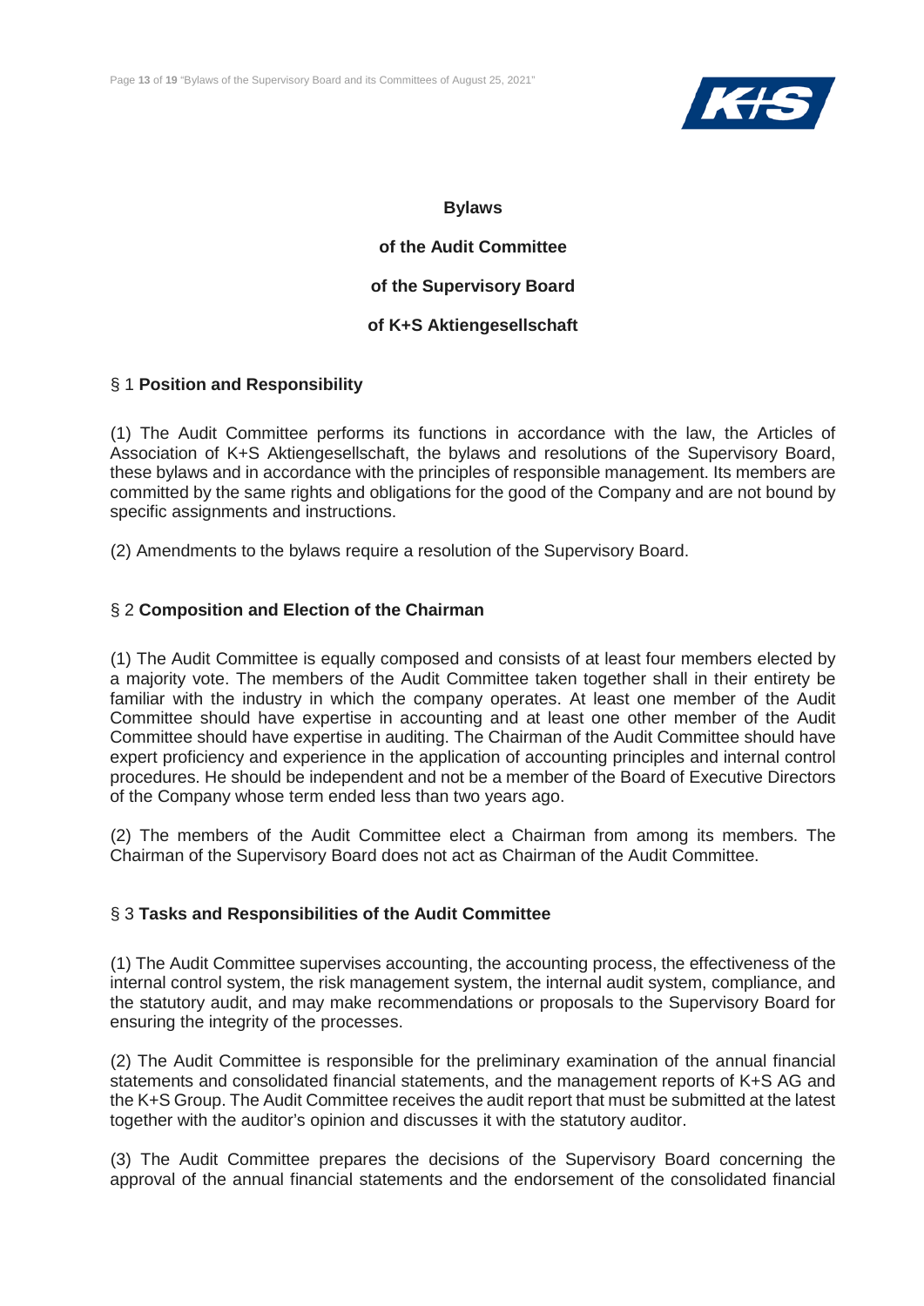# Bylaws

# of the Audit Committee

# of the Supervisory Board

# of K+S Aktiengesellschaft

## § 1 **Position and Responsibility**

(1) The Audit Committee performs its functions in accordance with the law, the Articles of Association of K+S Aktiengesellschaft, the bylaws and resolutions of the Supervisory Board, these bylaws and in accordance with the principles of responsible management. Its members are committed by the same rights and obligations for the good of the Company and are not bound by specific assignments and instructions.

(2) Amendments to the bylaws require a resolution of the Supervisory Board.

## § 2 **Composition and Election of the Chairman**

(1) The Audit Committee is equally composed and consists of at least four members elected by a majority vote. The members of the Audit Committee taken together shall in their entirety be familiar with the industry in which the company operates. At least one member of the Audit Committee should have expertise in accounting and at least one other member of the Audit Committee should have expertise in auditing. The Chairman of the Audit Committee should have expert proficiency and experience in the application of accounting principles and internal control procedures. He should be independent and not be a member of the Board of Executive Directors of the Company whose term ended less than two years ago.

(2) The members of the Audit Committee elect a Chairman from among its members. The Chairman of the Supervisory Board does not act as Chairman of the Audit Committee.

## § 3 **Tasks and Responsibilities of the Audit Committee**

(1) The Audit Committee supervises accounting, the accounting process, the effectiveness of the internal control system, the risk management system, the internal audit system, compliance, and the statutory audit, and may make recommendations or proposals to the Supervisory Board for ensuring the integrity of the processes.

(2) The Audit Committee is responsible for the preliminary examination of the annual financial statements and consolidated financial statements, and the management reports of K+S AG and the K+S Group. The Audit Committee receives the audit report that must be submitted at the latest together with the auditor's opinion and discusses it with the statutory auditor.

(3) The Audit Committee prepares the decisions of the Supervisory Board concerning the approval of the annual financial statements and the endorsement of the consolidated financial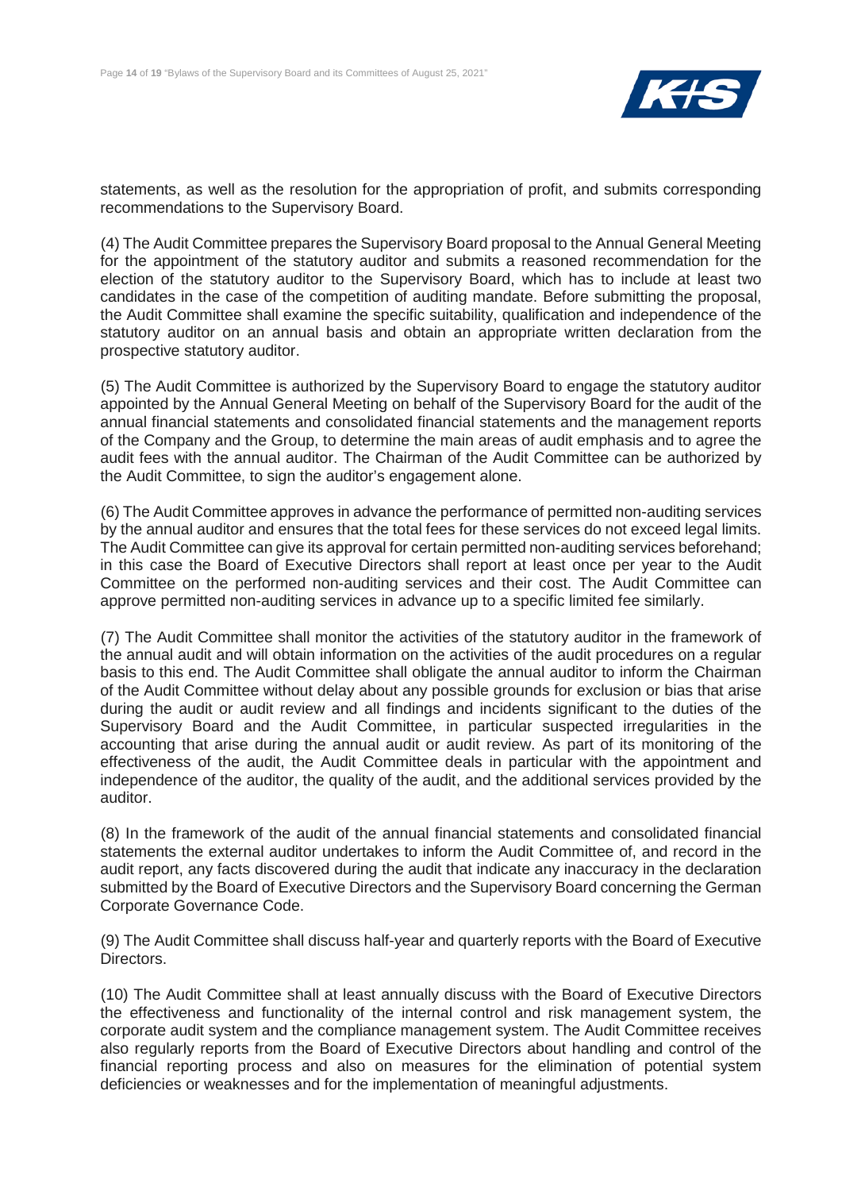statements, as well as the resolution for the appropriation of profit, and submits corresponding recommendations to the Supervisory Board.

(4) The Audit Committee prepares the Supervisory Board proposal to the Annual General Meeting for the appointment of the statutory auditor and submits a reasoned recommendation for the election of the statutory auditor to the Supervisory Board, which has to include at least two candidates in the case of the competition of auditing mandate. Before submitting the proposal, the Audit Committee shall examine the specific suitability, qualification and independence of the statutory auditor on an annual basis and obtain an appropriate written declaration from the prospective statutory auditor.

(5) The Audit Committee is authorized by the Supervisory Board to engage the statutory auditor appointed by the Annual General Meeting on behalf of the Supervisory Board for the audit of the annual financial statements and consolidated financial statements and the management reports of the Company and the Group, to determine the main areas of audit emphasis and to agree the audit fees with the annual auditor. The Chairman of the Audit Committee can be authorized by the Audit Committee, to sign the auditor's engagement alone.

(6) The Audit Committee approves in advance the performance of permitted non-auditing services by the annual auditor and ensures that the total fees for these services do not exceed legal limits. The Audit Committee can give its approval for certain permitted non-auditing services beforehand; in this case the Board of Executive Directors shall report at least once per year to the Audit Committee on the performed non-auditing services and their cost. The Audit Committee can approve permitted non-auditing services in advance up to a specific limited fee similarly.

(7) The Audit Committee shall monitor the activities of the statutory auditor in the framework of the annual audit and will obtain information on the activities of the audit procedures on a regular basis to this end. The Audit Committee shall obligate the annual auditor to inform the Chairman of the Audit Committee without delay about any possible grounds for exclusion or bias that arise during the audit or audit review and all findings and incidents significant to the duties of the Supervisory Board and the Audit Committee, in particular suspected irregularities in the accounting that arise during the annual audit or audit review. As part of its monitoring of the effectiveness of the audit, the Audit Committee deals in particular with the appointment and independence of the auditor, the quality of the audit, and the additional services provided by the auditor.

(8) In the framework of the audit of the annual financial statements and consolidated financial statements the external auditor undertakes to inform the Audit Committee of, and record in the audit report, any facts discovered during the audit that indicate any inaccuracy in the declaration submitted by the Board of Executive Directors and the Supervisory Board concerning the German Corporate Governance Code.

(9) The Audit Committee shall discuss half-year and quarterly reports with the Board of Executive Directors.

(10) The Audit Committee shall at least annually discuss with the Board of Executive Directors the effectiveness and functionality of the internal control and risk management system, the corporate audit system and the compliance management system. The Audit Committee receives also regularly reports from the Board of Executive Directors about handling and control of the financial reporting process and also on measures for the elimination of potential system deficiencies or weaknesses and for the implementation of meaningful adjustments.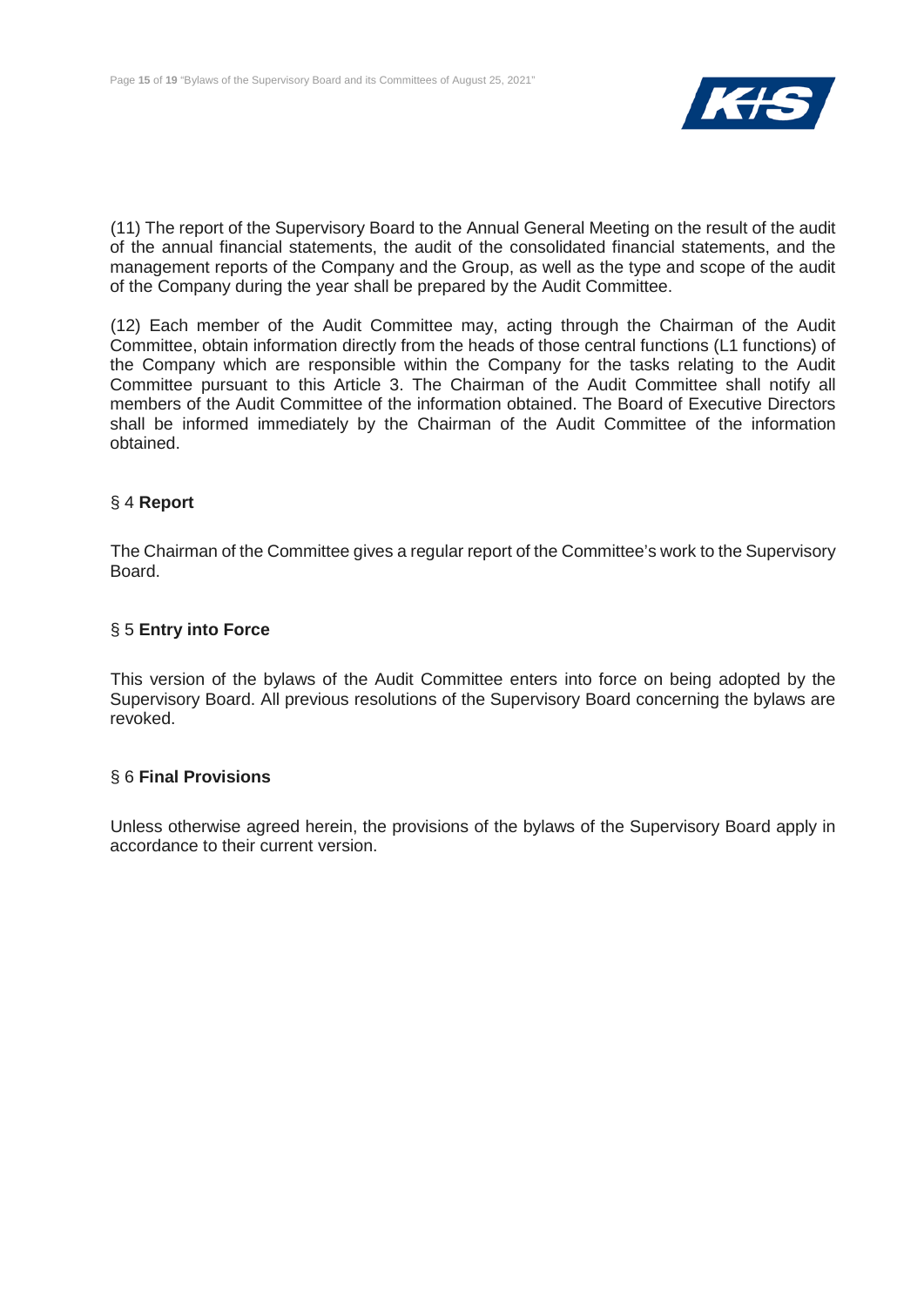(11) The report of the Supervisory Board to the Annual General Meeting on the result of the audit of the annual financial statements, the audit of the consolidated financial statements, and the management reports of the Company and the Group, as well as the type and scope of the audit of the Company during the year shall be prepared by the Audit Committee.

(12) Each member of the Audit Committee may, acting through the Chairman of the Audit Committee, obtain information directly from the heads of those central functions (L1 functions) of the Company which are responsible within the Company for the tasks relating to the Audit Committee pursuant to this Article 3. The Chairman of the Audit Committee shall notify all members of the Audit Committee of the information obtained. The Board of Executive Directors shall be informed immediately by the Chairman of the Audit Committee of the information obtained.

## § 4 **Report**

The Chairman of the Committee gives a regular report of the Committee's work to the Supervisory Board.

## § 5 **Entry into Force**

This version of the bylaws of the Audit Committee enters into force on being adopted by the Supervisory Board. All previous resolutions of the Supervisory Board concerning the bylaws are revoked.

## § 6 **Final Provisions**

Unless otherwise agreed herein, the provisions of the bylaws of the Supervisory Board apply in accordance to their current version.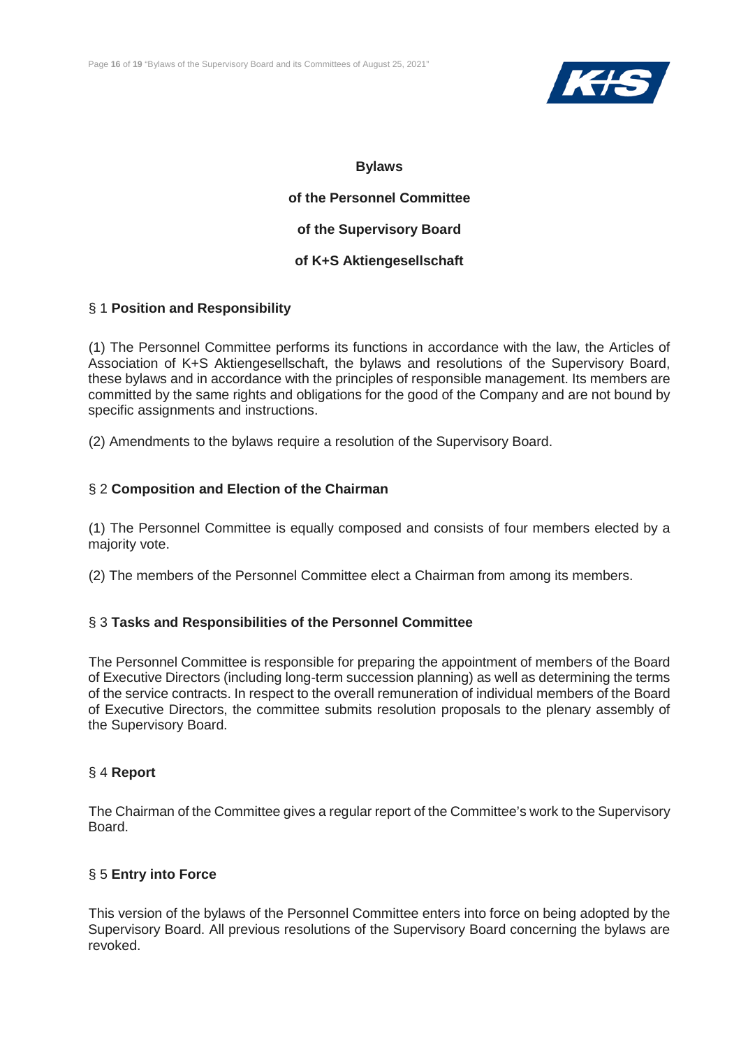# Bylaws

# of the Personnel Committee

# of the Supervisory Board

# of K+S Aktiengesellschaft

## § 1 **Position and Responsibility**

(1) The Personnel Committee performs its functions in accordance with the law, the Articles of Association of K+S Aktiengesellschaft, the bylaws and resolutions of the Supervisory Board, these bylaws and in accordance with the principles of responsible management. Its members are committed by the same rights and obligations for the good of the Company and are not bound by specific assignments and instructions.

(2) Amendments to the bylaws require a resolution of the Supervisory Board.

## § 2 **Composition and Election of the Chairman**

(1) The Personnel Committee is equally composed and consists of four members elected by a majority vote.

(2) The members of the Personnel Committee elect a Chairman from among its members.

## § 3 **Tasks and Responsibilities of the Personnel Committee**

The Personnel Committee is responsible for preparing the appointment of members of the Board of Executive Directors (including long-term succession planning) as well as determining the terms of the service contracts. In respect to the overall remuneration of individual members of the Board of Executive Directors, the committee submits resolution proposals to the plenary assembly of the Supervisory Board.

## § 4 **Report**

The Chairman of the Committee gives a regular report of the Committee's work to the Supervisory Board.

## § 5 **Entry into Force**

This version of the bylaws of the Personnel Committee enters into force on being adopted by the Supervisory Board. All previous resolutions of the Supervisory Board concerning the bylaws are revoked.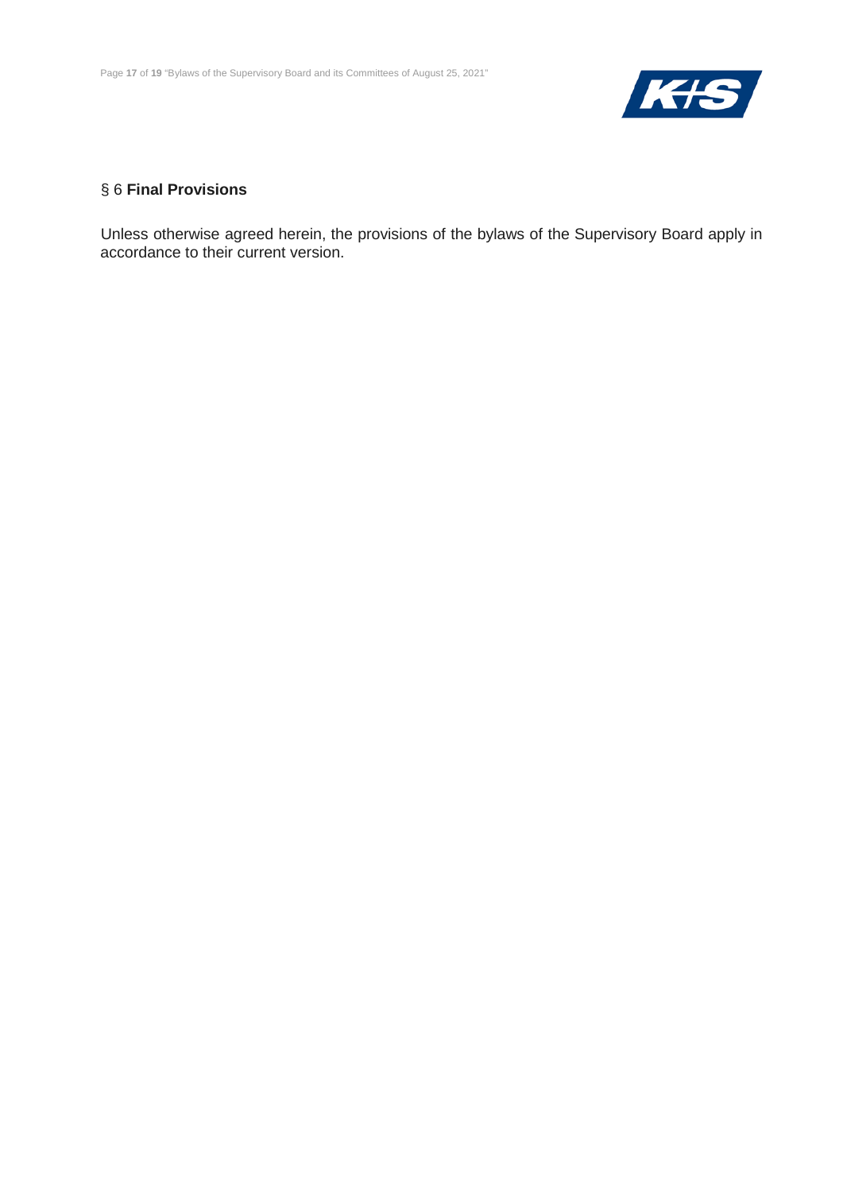## § 6 **Final Provisions**

Unless otherwise agreed herein, the provisions of the bylaws of the Supervisory Board apply in accordance to their current version.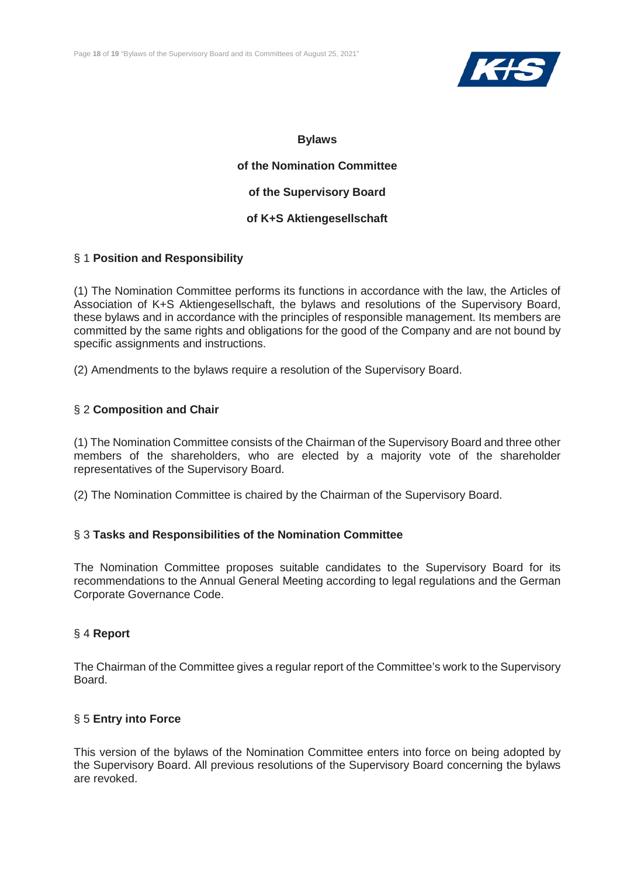**Bylaws**

**of the Nomination Committee**

**of the Supervisory Board**

**of K+S Aktiengesellschaft**

## § 1 **Position and Responsibility**

(1) The Nomination Committee performs its functions in accordance with the law, the Articles of Association of K+S Aktiengesellschaft, the bylaws and resolutions of the Supervisory Board, these bylaws and in accordance with the principles of responsible management. Its members are committed by the same rights and obligations for the good of the Company and are not bound by specific assignments and instructions.

(2) Amendments to the bylaws require a resolution of the Supervisory Board.

## § 2 **Composition and Chair**

(1) The Nomination Committee consists of the Chairman of the Supervisory Board and three other members of the shareholders, who are elected by a majority vote of the shareholder representatives of the Supervisory Board.

(2) The Nomination Committee is chaired by the Chairman of the Supervisory Board.

## § 3 **Tasks and Responsibilities of the Nomination Committee**

The Nomination Committee proposes suitable candidates to the Supervisory Board for its recommendations to the Annual General Meeting according to legal regulations and the German Corporate Governance Code.

## § 4 **Report**

The Chairman of the Committee gives a regular report of the Committee's work to the Supervisory Board.

## § 5 **Entry into Force**

This version of the bylaws of the Nomination Committee enters into force on being adopted by the Supervisory Board. All previous resolutions of the Supervisory Board concerning the bylaws are revoked.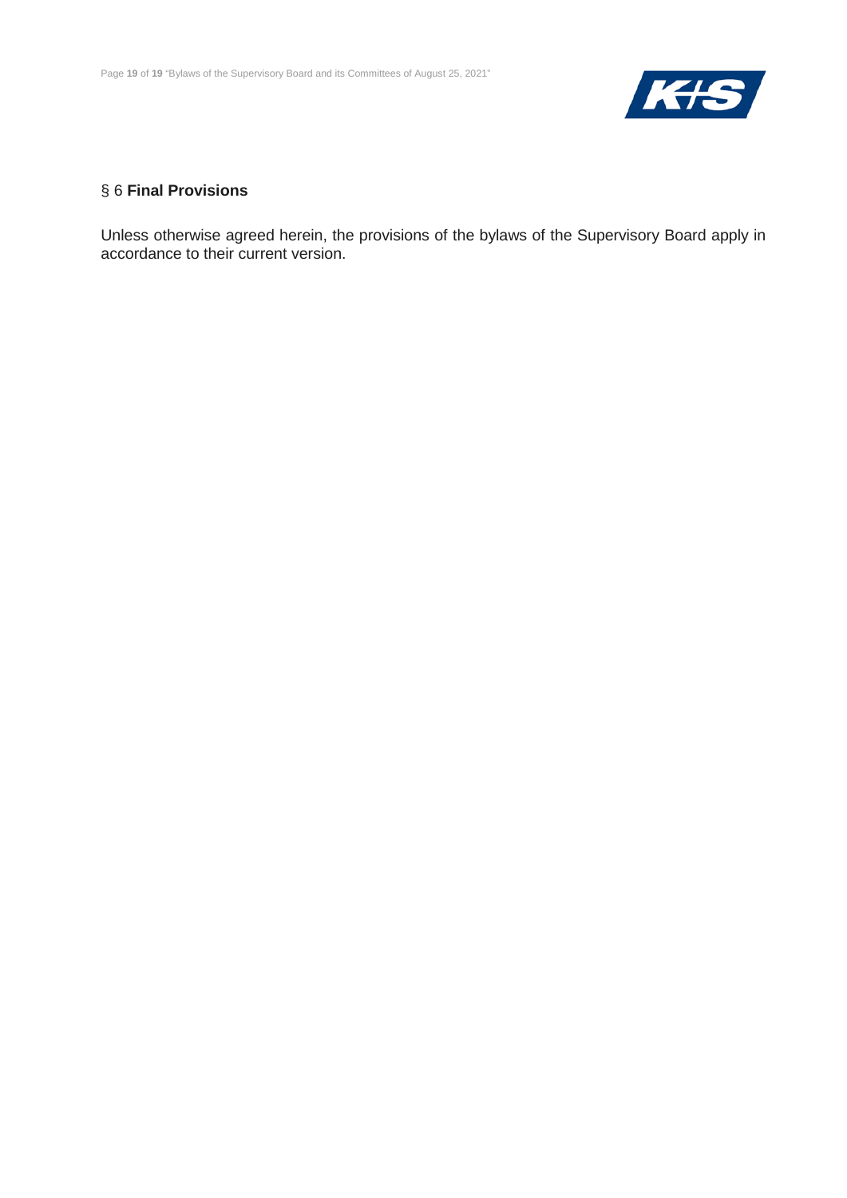## § 6 **Final Provisions**

Unless otherwise agreed herein, the provisions of the bylaws of the Supervisory Board apply in accordance to their current version.